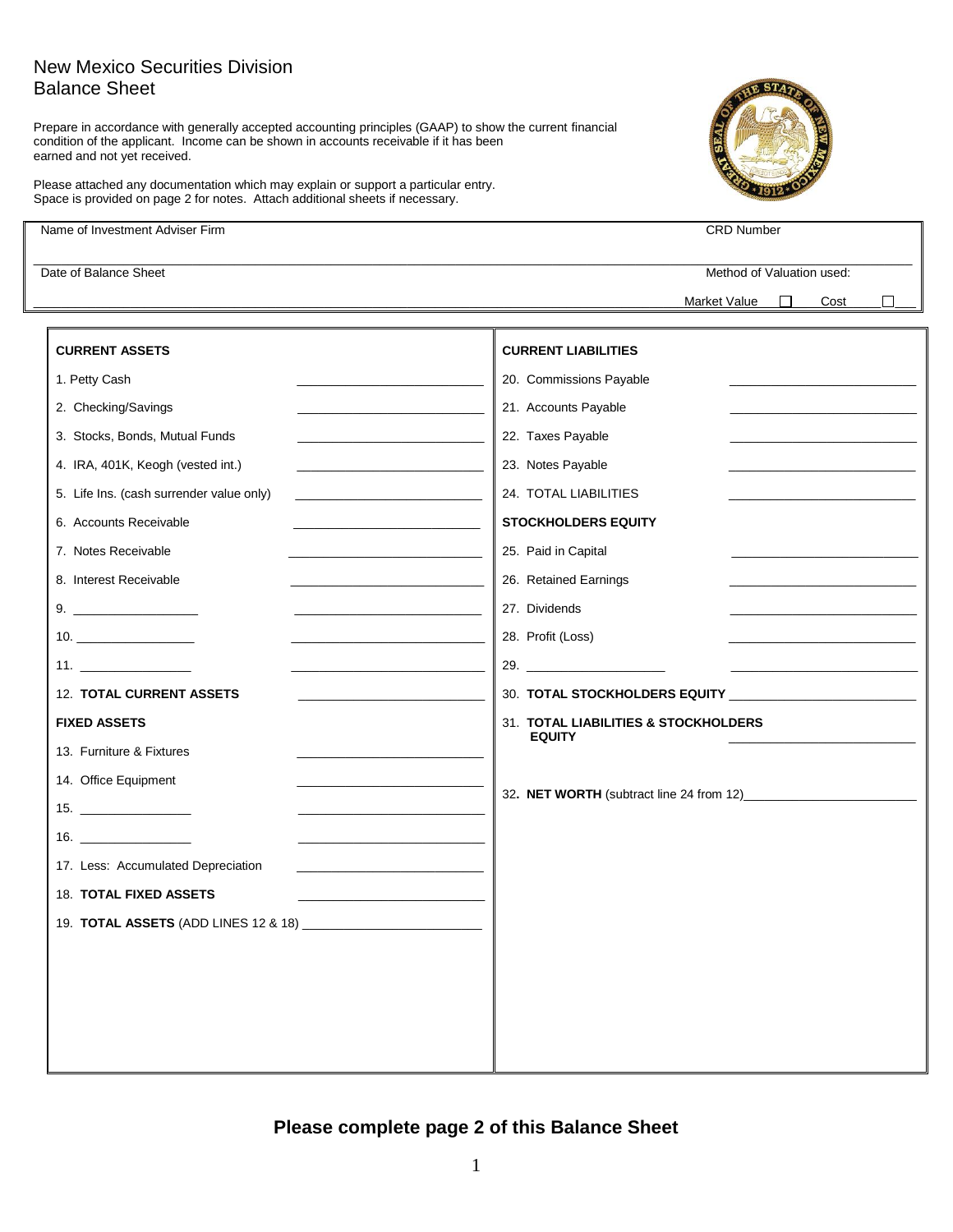# New Mexico Securities Division
## Balance Sheet

Prepare in accordance with generally accepted accounting principles (GAAP) to show the current financial condition of the applicant. Income can be shown in accounts receivable if it has been earned and not yet received.

Please attached any documentation which may explain or support a particular entry. Space is provided on page 2 for notes. Attach additional sheets if necessary.

| Name of Investment Adviser Firm | CRD Number |
|---|---|
| | |
| **Date of Balance Sheet** | **Method of Valuation used:** |
| | Market Value ☐ Cost ☐ |

| CURRENT ASSETS | | CURRENT LIABILITIES | |
|---|---|---|---|
| 1. Petty Cash | ____________ | 20. Commissions Payable | ____________ |
| 2. Checking/Savings | ____________ | 21. Accounts Payable | ____________ |
| 3. Stocks, Bonds, Mutual Funds | ____________ | 22. Taxes Payable | ____________ |
| 4. IRA, 401K, Keogh (vested int.) | ____________ | 23. Notes Payable | ____________ |
| 5. Life Ins. (cash surrender value only) | ____________ | 24. TOTAL LIABILITIES | ____________ |
| 6. Accounts Receivable | ____________ | **STOCKHOLDERS EQUITY** | |
| 7. Notes Receivable | ____________ | 25. Paid in Capital | ____________ |
| 8. Interest Receivable | ____________ | 26. Retained Earnings | ____________ |
| 9. ____________ | ____________ | 27. Dividends | ____________ |
| 10. ____________ | ____________ | 28. Profit (Loss) | ____________ |
| 11. ____________ | ____________ | 29. ____________ | ____________ |
| 12. **TOTAL CURRENT ASSETS** | ____________ | 30. **TOTAL STOCKHOLDERS EQUITY** | ____________ |
| **FIXED ASSETS** | | 31. **TOTAL LIABILITIES & STOCKHOLDERS EQUITY** | ____________ |
| 13. Furniture & Fixtures | ____________ | | |
| 14. Office Equipment | ____________ | 32. **NET WORTH** (subtract line 24 from 12) | ____________ |
| 15. ____________ | ____________ | | |
| 16. ____________ | ____________ | | |
| 17. Less: Accumulated Depreciation | ____________ | | |
| 18. **TOTAL FIXED ASSETS** | ____________ | | |
| 19. **TOTAL ASSETS** (ADD LINES 12 & 18) | ____________ | | |

**Please complete page 2 of this Balance Sheet**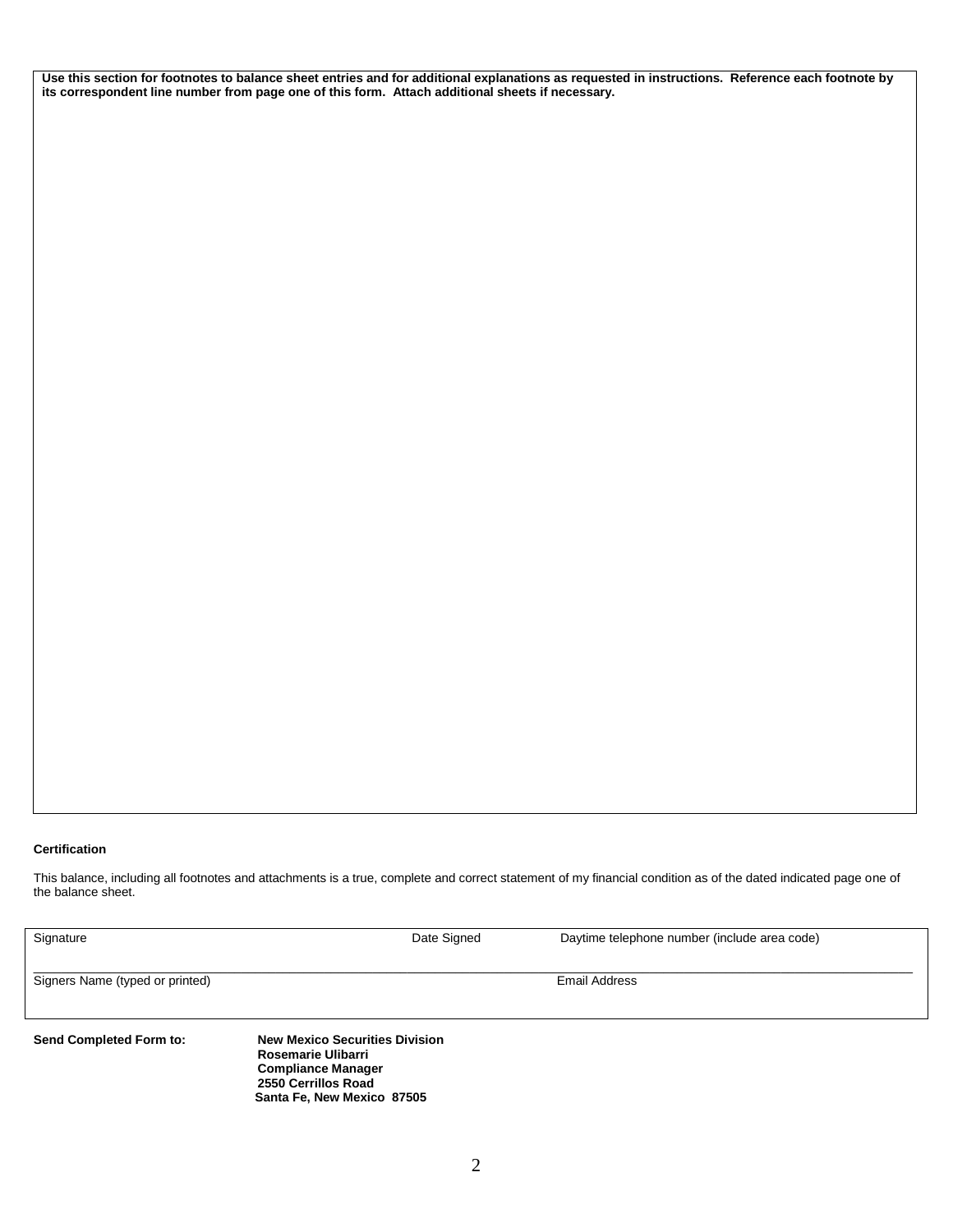**Use this section for footnotes to balance sheet entries and for additional explanations as requested in instructions. Reference each footnote by its correspondent line number from page one of this form. Attach additional sheets if necessary.**

**Certification**

This balance, including all footnotes and attachments is a true, complete and correct statement of my financial condition as of the dated indicated page one of the balance sheet.

| | | |
|---|---|---|
| Signature | Date Signed | Daytime telephone number (include area code) |
| Signers Name (typed or printed) | | Email Address |

**Send Completed Form to:**

**New Mexico Securities Division**
**Rosemarie Ulibarri**
**Compliance Manager**
**2550 Cerrillos Road**
**Santa Fe, New Mexico 87505**